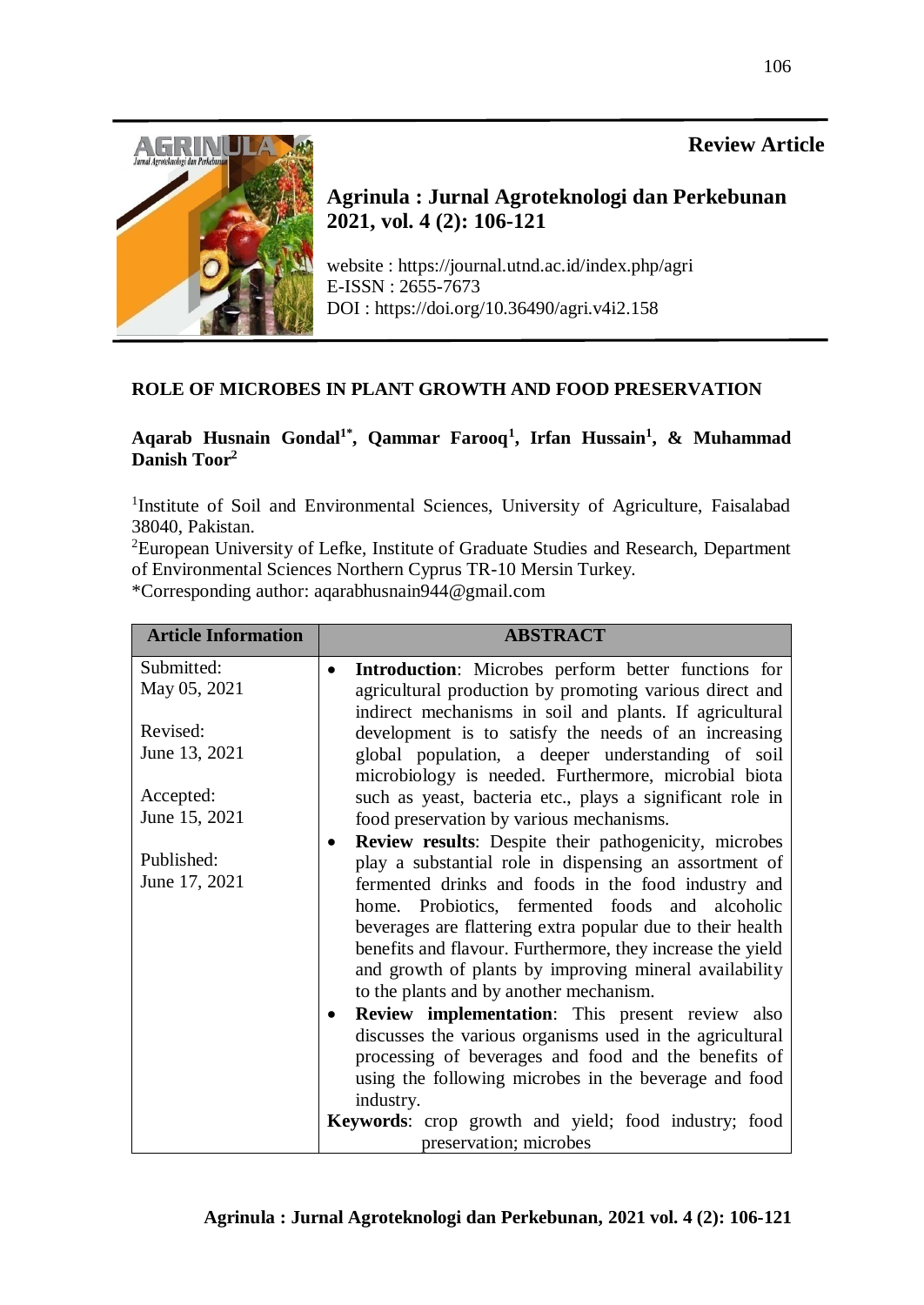**Review Article**

**Agrinula : Jurnal Agroteknologi dan Perkebunan 2021, vol. 4 (2): 106-121**

website : https://journal.utnd.ac.id/index.php/agri
E-ISSN : 2655-7673
DOI : https://doi.org/10.36490/agri.v4i2.158

# ROLE OF MICROBES IN PLANT GROWTH AND FOOD PRESERVATION

**Aqarab Husnain Gondal[1*], Qammar Farooq[1], Irfan Hussain[1], & Muhammad Danish Toor[2]**

[1]Institute of Soil and Environmental Sciences, University of Agriculture, Faisalabad 38040, Pakistan.
[2]European University of Lefke, Institute of Graduate Studies and Research, Department of Environmental Sciences Northern Cyprus TR-10 Mersin Turkey.
*Corresponding author: aqarabhusnain944@gmail.com

| Article Information | ABSTRACT |
|---|---|
| Submitted: May 05, 2021<br><br>Revised: June 13, 2021<br><br>Accepted: June 15, 2021<br><br>Published: June 17, 2021 | • **Introduction**: Microbes perform better functions for agricultural production by promoting various direct and indirect mechanisms in soil and plants. If agricultural development is to satisfy the needs of an increasing global population, a deeper understanding of soil microbiology is needed. Furthermore, microbial biota such as yeast, bacteria etc., plays a significant role in food preservation by various mechanisms.<br>• **Review results**: Despite their pathogenicity, microbes play a substantial role in dispensing an assortment of fermented drinks and foods in the food industry and home. Probiotics, fermented foods and alcoholic beverages are flattering extra popular due to their health benefits and flavour. Furthermore, they increase the yield and growth of plants by improving mineral availability to the plants and by another mechanism.<br>• **Review implementation**: This present review also discusses the various organisms used in the agricultural processing of beverages and food and the benefits of using the following microbes in the beverage and food industry.<br>**Keywords**: crop growth and yield; food industry; food preservation; microbes |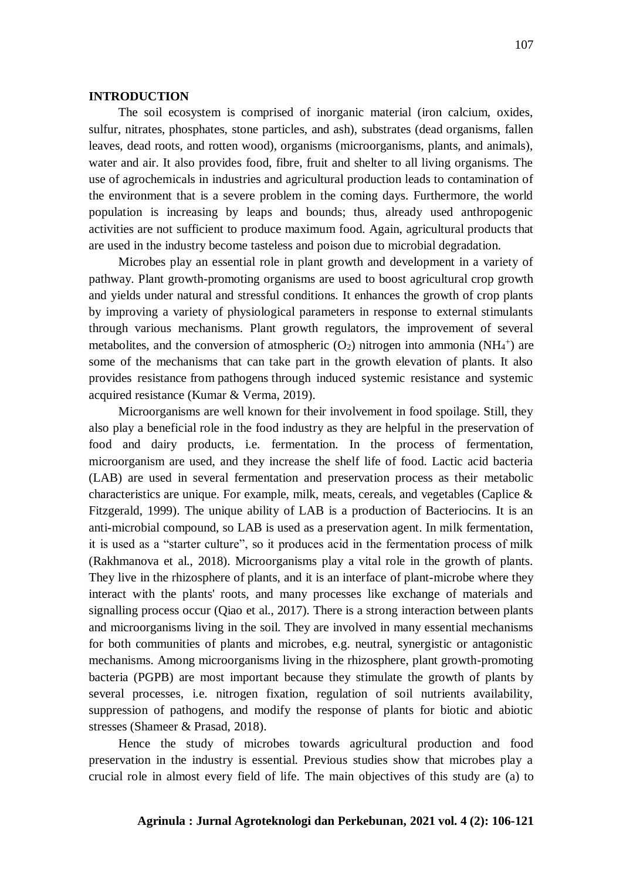**INTRODUCTION**

The soil ecosystem is comprised of inorganic material (iron calcium, oxides, sulfur, nitrates, phosphates, stone particles, and ash), substrates (dead organisms, fallen leaves, dead roots, and rotten wood), organisms (microorganisms, plants, and animals), water and air. It also provides food, fibre, fruit and shelter to all living organisms. The use of agrochemicals in industries and agricultural production leads to contamination of the environment that is a severe problem in the coming days. Furthermore, the world population is increasing by leaps and bounds; thus, already used anthropogenic activities are not sufficient to produce maximum food. Again, agricultural products that are used in the industry become tasteless and poison due to microbial degradation.

Microbes play an essential role in plant growth and development in a variety of pathway. Plant growth-promoting organisms are used to boost agricultural crop growth and yields under natural and stressful conditions. It enhances the growth of crop plants by improving a variety of physiological parameters in response to external stimulants through various mechanisms. Plant growth regulators, the improvement of several metabolites, and the conversion of atmospheric ($O_2$) nitrogen into ammonia ($NH_4^+$) are some of the mechanisms that can take part in the growth elevation of plants. It also provides resistance from pathogens through induced systemic resistance and systemic acquired resistance (Kumar & Verma, 2019).

Microorganisms are well known for their involvement in food spoilage. Still, they also play a beneficial role in the food industry as they are helpful in the preservation of food and dairy products, i.e. fermentation. In the process of fermentation, microorganism are used, and they increase the shelf life of food. Lactic acid bacteria (LAB) are used in several fermentation and preservation process as their metabolic characteristics are unique. For example, milk, meats, cereals, and vegetables (Caplice & Fitzgerald, 1999). The unique ability of LAB is a production of Bacteriocins. It is an anti-microbial compound, so LAB is used as a preservation agent. In milk fermentation, it is used as a "starter culture", so it produces acid in the fermentation process of milk (Rakhmanova et al., 2018). Microorganisms play a vital role in the growth of plants. They live in the rhizosphere of plants, and it is an interface of plant-microbe where they interact with the plants' roots, and many processes like exchange of materials and signalling process occur (Qiao et al., 2017). There is a strong interaction between plants and microorganisms living in the soil. They are involved in many essential mechanisms for both communities of plants and microbes, e.g. neutral, synergistic or antagonistic mechanisms. Among microorganisms living in the rhizosphere, plant growth-promoting bacteria (PGPB) are most important because they stimulate the growth of plants by several processes, i.e. nitrogen fixation, regulation of soil nutrients availability, suppression of pathogens, and modify the response of plants for biotic and abiotic stresses (Shameer & Prasad, 2018).

Hence the study of microbes towards agricultural production and food preservation in the industry is essential. Previous studies show that microbes play a crucial role in almost every field of life. The main objectives of this study are (a) to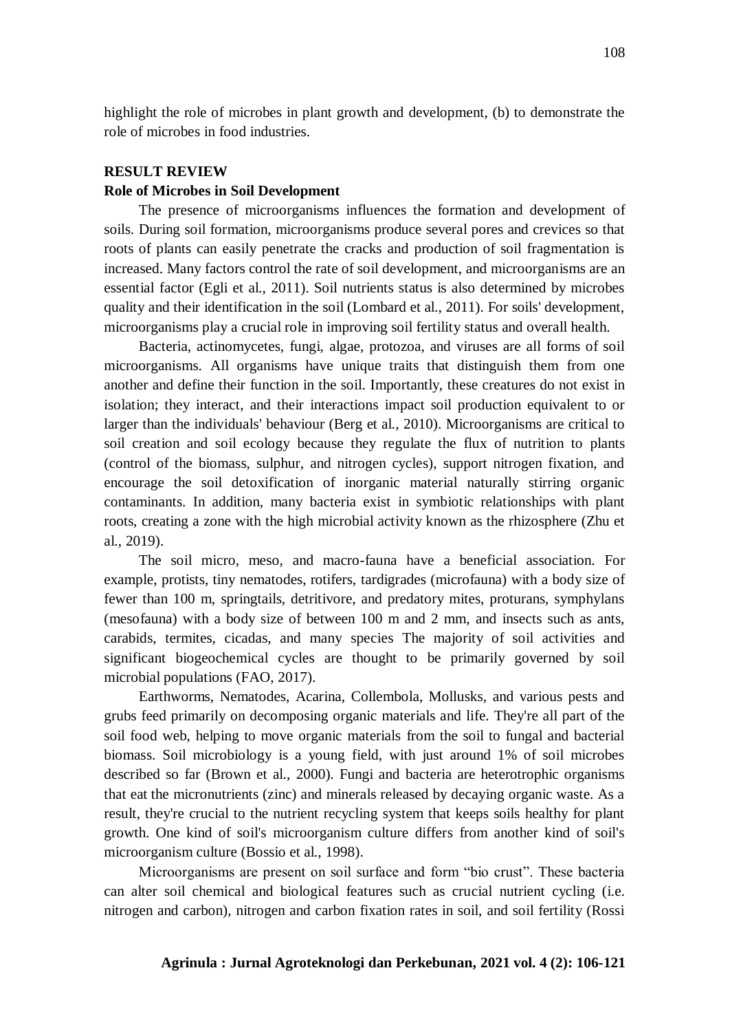highlight the role of microbes in plant growth and development, (b) to demonstrate the role of microbes in food industries.

## RESULT REVIEW

### Role of Microbes in Soil Development

The presence of microorganisms influences the formation and development of soils. During soil formation, microorganisms produce several pores and crevices so that roots of plants can easily penetrate the cracks and production of soil fragmentation is increased. Many factors control the rate of soil development, and microorganisms are an essential factor (Egli et al., 2011). Soil nutrients status is also determined by microbes quality and their identification in the soil (Lombard et al., 2011). For soils' development, microorganisms play a crucial role in improving soil fertility status and overall health.

Bacteria, actinomycetes, fungi, algae, protozoa, and viruses are all forms of soil microorganisms. All organisms have unique traits that distinguish them from one another and define their function in the soil. Importantly, these creatures do not exist in isolation; they interact, and their interactions impact soil production equivalent to or larger than the individuals' behaviour (Berg et al., 2010). Microorganisms are critical to soil creation and soil ecology because they regulate the flux of nutrition to plants (control of the biomass, sulphur, and nitrogen cycles), support nitrogen fixation, and encourage the soil detoxification of inorganic material naturally stirring organic contaminants. In addition, many bacteria exist in symbiotic relationships with plant roots, creating a zone with the high microbial activity known as the rhizosphere (Zhu et al., 2019).

The soil micro, meso, and macro-fauna have a beneficial association. For example, protists, tiny nematodes, rotifers, tardigrades (microfauna) with a body size of fewer than 100 m, springtails, detritivore, and predatory mites, proturans, symphylans (mesofauna) with a body size of between 100 m and 2 mm, and insects such as ants, carabids, termites, cicadas, and many species The majority of soil activities and significant biogeochemical cycles are thought to be primarily governed by soil microbial populations (FAO, 2017).

Earthworms, Nematodes, Acarina, Collembola, Mollusks, and various pests and grubs feed primarily on decomposing organic materials and life. They're all part of the soil food web, helping to move organic materials from the soil to fungal and bacterial biomass. Soil microbiology is a young field, with just around 1% of soil microbes described so far (Brown et al., 2000). Fungi and bacteria are heterotrophic organisms that eat the micronutrients (zinc) and minerals released by decaying organic waste. As a result, they're crucial to the nutrient recycling system that keeps soils healthy for plant growth. One kind of soil's microorganism culture differs from another kind of soil's microorganism culture (Bossio et al., 1998).

Microorganisms are present on soil surface and form "bio crust". These bacteria can alter soil chemical and biological features such as crucial nutrient cycling (i.e. nitrogen and carbon), nitrogen and carbon fixation rates in soil, and soil fertility (Rossi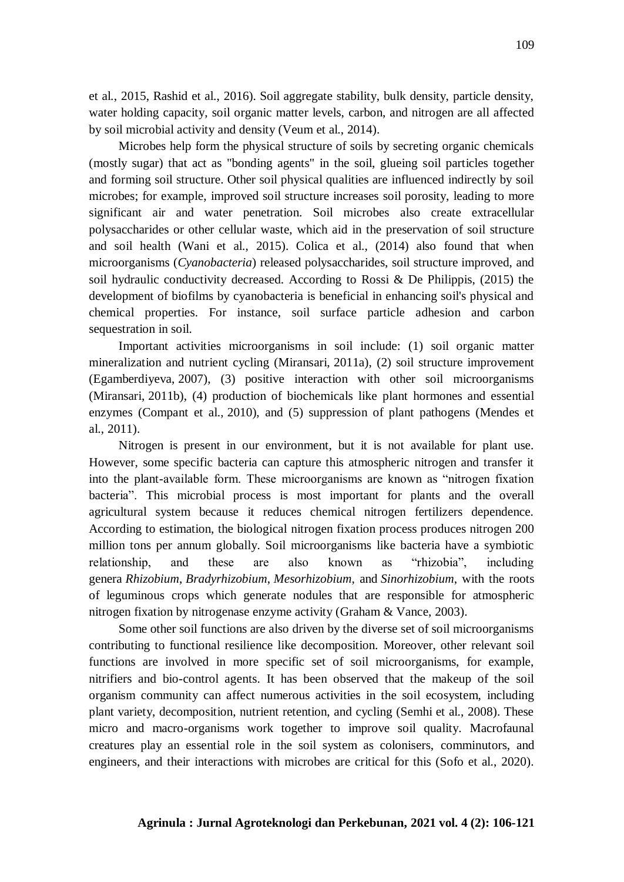et al., 2015, Rashid et al., 2016). Soil aggregate stability, bulk density, particle density, water holding capacity, soil organic matter levels, carbon, and nitrogen are all affected by soil microbial activity and density (Veum et al., 2014).

Microbes help form the physical structure of soils by secreting organic chemicals (mostly sugar) that act as "bonding agents" in the soil, glueing soil particles together and forming soil structure. Other soil physical qualities are influenced indirectly by soil microbes; for example, improved soil structure increases soil porosity, leading to more significant air and water penetration. Soil microbes also create extracellular polysaccharides or other cellular waste, which aid in the preservation of soil structure and soil health (Wani et al., 2015). Colica et al., (2014) also found that when microorganisms (*Cyanobacteria*) released polysaccharides, soil structure improved, and soil hydraulic conductivity decreased. According to Rossi & De Philippis, (2015) the development of biofilms by cyanobacteria is beneficial in enhancing soil's physical and chemical properties. For instance, soil surface particle adhesion and carbon sequestration in soil.

Important activities microorganisms in soil include: (1) soil organic matter mineralization and nutrient cycling (Miransari, 2011a), (2) soil structure improvement (Egamberdiyeva, 2007), (3) positive interaction with other soil microorganisms (Miransari, 2011b), (4) production of biochemicals like plant hormones and essential enzymes (Compant et al., 2010), and (5) suppression of plant pathogens (Mendes et al., 2011).

Nitrogen is present in our environment, but it is not available for plant use. However, some specific bacteria can capture this atmospheric nitrogen and transfer it into the plant-available form. These microorganisms are known as "nitrogen fixation bacteria". This microbial process is most important for plants and the overall agricultural system because it reduces chemical nitrogen fertilizers dependence. According to estimation, the biological nitrogen fixation process produces nitrogen 200 million tons per annum globally. Soil microorganisms like bacteria have a symbiotic relationship, and these are also known as "rhizobia", including genera *Rhizobium*, *Bradyrhizobium*, *Mesorhizobium,* and *Sinorhizobium*, with the roots of leguminous crops which generate nodules that are responsible for atmospheric nitrogen fixation by nitrogenase enzyme activity (Graham & Vance, 2003).

Some other soil functions are also driven by the diverse set of soil microorganisms contributing to functional resilience like decomposition. Moreover, other relevant soil functions are involved in more specific set of soil microorganisms, for example, nitrifiers and bio-control agents. It has been observed that the makeup of the soil organism community can affect numerous activities in the soil ecosystem, including plant variety, decomposition, nutrient retention, and cycling (Semhi et al., 2008). These micro and macro-organisms work together to improve soil quality. Macrofaunal creatures play an essential role in the soil system as colonisers, comminutors, and engineers, and their interactions with microbes are critical for this (Sofo et al., 2020).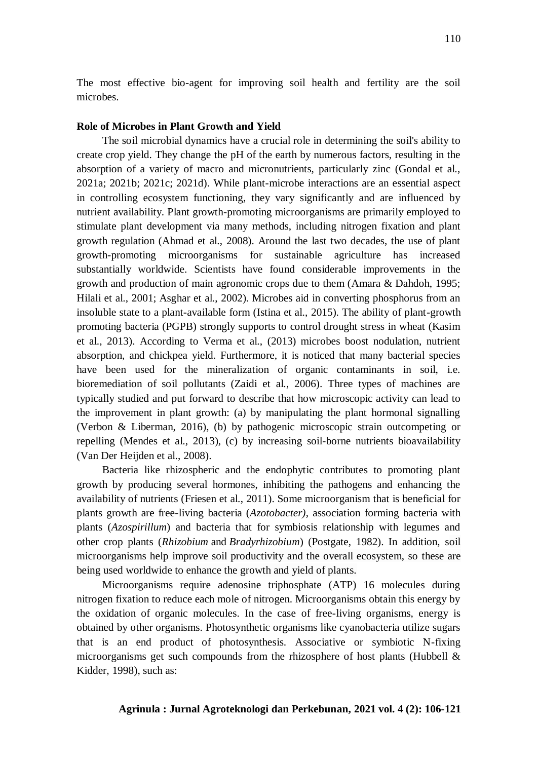The most effective bio-agent for improving soil health and fertility are the soil microbes.

**Role of Microbes in Plant Growth and Yield**

The soil microbial dynamics have a crucial role in determining the soil's ability to create crop yield. They change the pH of the earth by numerous factors, resulting in the absorption of a variety of macro and micronutrients, particularly zinc (Gondal et al., 2021a; 2021b; 2021c; 2021d). While plant-microbe interactions are an essential aspect in controlling ecosystem functioning, they vary significantly and are influenced by nutrient availability. Plant growth-promoting microorganisms are primarily employed to stimulate plant development via many methods, including nitrogen fixation and plant growth regulation (Ahmad et al., 2008). Around the last two decades, the use of plant growth-promoting microorganisms for sustainable agriculture has increased substantially worldwide. Scientists have found considerable improvements in the growth and production of main agronomic crops due to them (Amara & Dahdoh, 1995; Hilali et al., 2001; Asghar et al., 2002). Microbes aid in converting phosphorus from an insoluble state to a plant-available form (Istina et al., 2015). The ability of plant-growth promoting bacteria (PGPB) strongly supports to control drought stress in wheat (Kasim et al., 2013). According to Verma et al., (2013) microbes boost nodulation, nutrient absorption, and chickpea yield. Furthermore, it is noticed that many bacterial species have been used for the mineralization of organic contaminants in soil, i.e. bioremediation of soil pollutants (Zaidi et al., 2006). Three types of machines are typically studied and put forward to describe that how microscopic activity can lead to the improvement in plant growth: (a) by manipulating the plant hormonal signalling (Verbon & Liberman, 2016), (b) by pathogenic microscopic strain outcompeting or repelling (Mendes et al., 2013), (c) by increasing soil-borne nutrients bioavailability (Van Der Heijden et al., 2008).

Bacteria like rhizospheric and the endophytic contributes to promoting plant growth by producing several hormones, inhibiting the pathogens and enhancing the availability of nutrients (Friesen et al., 2011). Some microorganism that is beneficial for plants growth are free-living bacteria (*Azotobacter)*, association forming bacteria with plants (*Azospirillum*) and bacteria that for symbiosis relationship with legumes and other crop plants (*Rhizobium* and *Bradyrhizobium*) (Postgate, 1982). In addition, soil microorganisms help improve soil productivity and the overall ecosystem, so these are being used worldwide to enhance the growth and yield of plants.

Microorganisms require adenosine triphosphate (ATP) 16 molecules during nitrogen fixation to reduce each mole of nitrogen. Microorganisms obtain this energy by the oxidation of organic molecules. In the case of free-living organisms, energy is obtained by other organisms. Photosynthetic organisms like cyanobacteria utilize sugars that is an end product of photosynthesis. Associative or symbiotic N-fixing microorganisms get such compounds from the rhizosphere of host plants (Hubbell & Kidder, 1998), such as: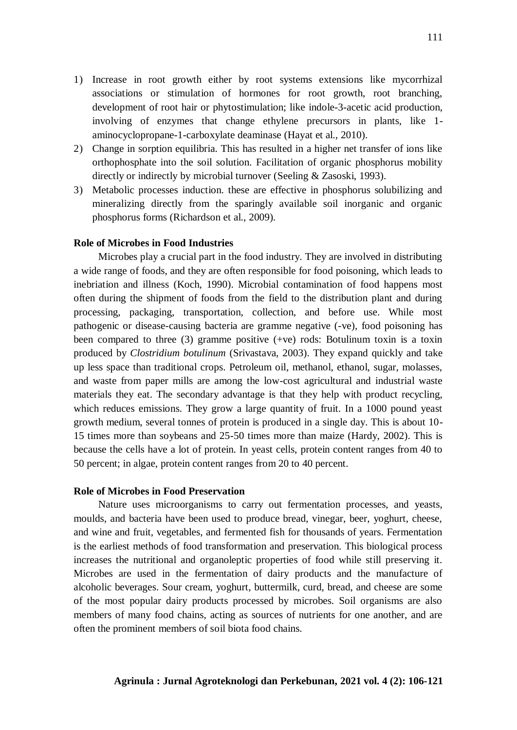1) Increase in root growth either by root systems extensions like mycorrhizal associations or stimulation of hormones for root growth, root branching, development of root hair or phytostimulation; like indole-3-acetic acid production, involving of enzymes that change ethylene precursors in plants, like 1-aminocyclopropane-1-carboxylate deaminase (Hayat et al., 2010).
2) Change in sorption equilibria. This has resulted in a higher net transfer of ions like orthophosphate into the soil solution. Facilitation of organic phosphorus mobility directly or indirectly by microbial turnover (Seeling & Zasoski, 1993).
3) Metabolic processes induction. these are effective in phosphorus solubilizing and mineralizing directly from the sparingly available soil inorganic and organic phosphorus forms (Richardson et al., 2009).

**Role of Microbes in Food Industries**

Microbes play a crucial part in the food industry. They are involved in distributing a wide range of foods, and they are often responsible for food poisoning, which leads to inebriation and illness (Koch, 1990). Microbial contamination of food happens most often during the shipment of foods from the field to the distribution plant and during processing, packaging, transportation, collection, and before use. While most pathogenic or disease-causing bacteria are gramme negative (-ve), food poisoning has been compared to three (3) gramme positive (+ve) rods: Botulinum toxin is a toxin produced by *Clostridium botulinum* (Srivastava, 2003). They expand quickly and take up less space than traditional crops. Petroleum oil, methanol, ethanol, sugar, molasses, and waste from paper mills are among the low-cost agricultural and industrial waste materials they eat. The secondary advantage is that they help with product recycling, which reduces emissions. They grow a large quantity of fruit. In a 1000 pound yeast growth medium, several tonnes of protein is produced in a single day. This is about 10-15 times more than soybeans and 25-50 times more than maize (Hardy, 2002). This is because the cells have a lot of protein. In yeast cells, protein content ranges from 40 to 50 percent; in algae, protein content ranges from 20 to 40 percent.

**Role of Microbes in Food Preservation**

Nature uses microorganisms to carry out fermentation processes, and yeasts, moulds, and bacteria have been used to produce bread, vinegar, beer, yoghurt, cheese, and wine and fruit, vegetables, and fermented fish for thousands of years. Fermentation is the earliest methods of food transformation and preservation. This biological process increases the nutritional and organoleptic properties of food while still preserving it. Microbes are used in the fermentation of dairy products and the manufacture of alcoholic beverages. Sour cream, yoghurt, buttermilk, curd, bread, and cheese are some of the most popular dairy products processed by microbes. Soil organisms are also members of many food chains, acting as sources of nutrients for one another, and are often the prominent members of soil biota food chains.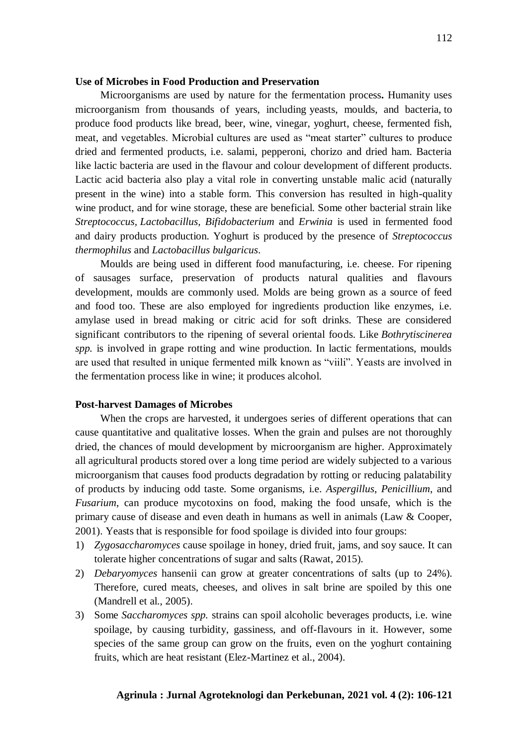**Use of Microbes in Food Production and Preservation**

Microorganisms are used by nature for the fermentation process**.** Humanity uses microorganism from thousands of years, including yeasts, moulds, and bacteria, to produce food products like bread, beer, wine, vinegar, yoghurt, cheese, fermented fish, meat, and vegetables. Microbial cultures are used as "meat starter" cultures to produce dried and fermented products, i.e. salami, pepperoni, chorizo and dried ham. Bacteria like lactic bacteria are used in the flavour and colour development of different products. Lactic acid bacteria also play a vital role in converting unstable malic acid (naturally present in the wine) into a stable form. This conversion has resulted in high-quality wine product, and for wine storage, these are beneficial. Some other bacterial strain like *Streptococcus, Lactobacillus, Bifidobacterium* and *Erwinia* is used in fermented food and dairy products production. Yoghurt is produced by the presence of *Streptococcus thermophilus* and *Lactobacillus bulgaricus*.

Moulds are being used in different food manufacturing, i.e. cheese. For ripening of sausages surface, preservation of products natural qualities and flavours development, moulds are commonly used. Molds are being grown as a source of feed and food too. These are also employed for ingredients production like enzymes, i.e. amylase used in bread making or citric acid for soft drinks. These are considered significant contributors to the ripening of several oriental foods. Like *Bothrytiscinerea spp.* is involved in grape rotting and wine production. In lactic fermentations, moulds are used that resulted in unique fermented milk known as "viili". Yeasts are involved in the fermentation process like in wine; it produces alcohol.

**Post-harvest Damages of Microbes**

When the crops are harvested, it undergoes series of different operations that can cause quantitative and qualitative losses. When the grain and pulses are not thoroughly dried, the chances of mould development by microorganism are higher. Approximately all agricultural products stored over a long time period are widely subjected to a various microorganism that causes food products degradation by rotting or reducing palatability of products by inducing odd taste. Some organisms, i.e. *Aspergillus*, *Penicillium*, and *Fusarium*, can produce mycotoxins on food, making the food unsafe, which is the primary cause of disease and even death in humans as well in animals (Law & Cooper, 2001). Yeasts that is responsible for food spoilage is divided into four groups:

1) *Zygosaccharomyces* cause spoilage in honey, dried fruit, jams, and soy sauce. It can tolerate higher concentrations of sugar and salts (Rawat, 2015).
2) *Debaryomyces* hansenii can grow at greater concentrations of salts (up to 24%). Therefore, cured meats, cheeses, and olives in salt brine are spoiled by this one (Mandrell et al., 2005).
3) Some *Saccharomyces spp.* strains can spoil alcoholic beverages products, i.e. wine spoilage, by causing turbidity, gassiness, and off-flavours in it. However, some species of the same group can grow on the fruits, even on the yoghurt containing fruits, which are heat resistant (Elez-Martinez et al., 2004).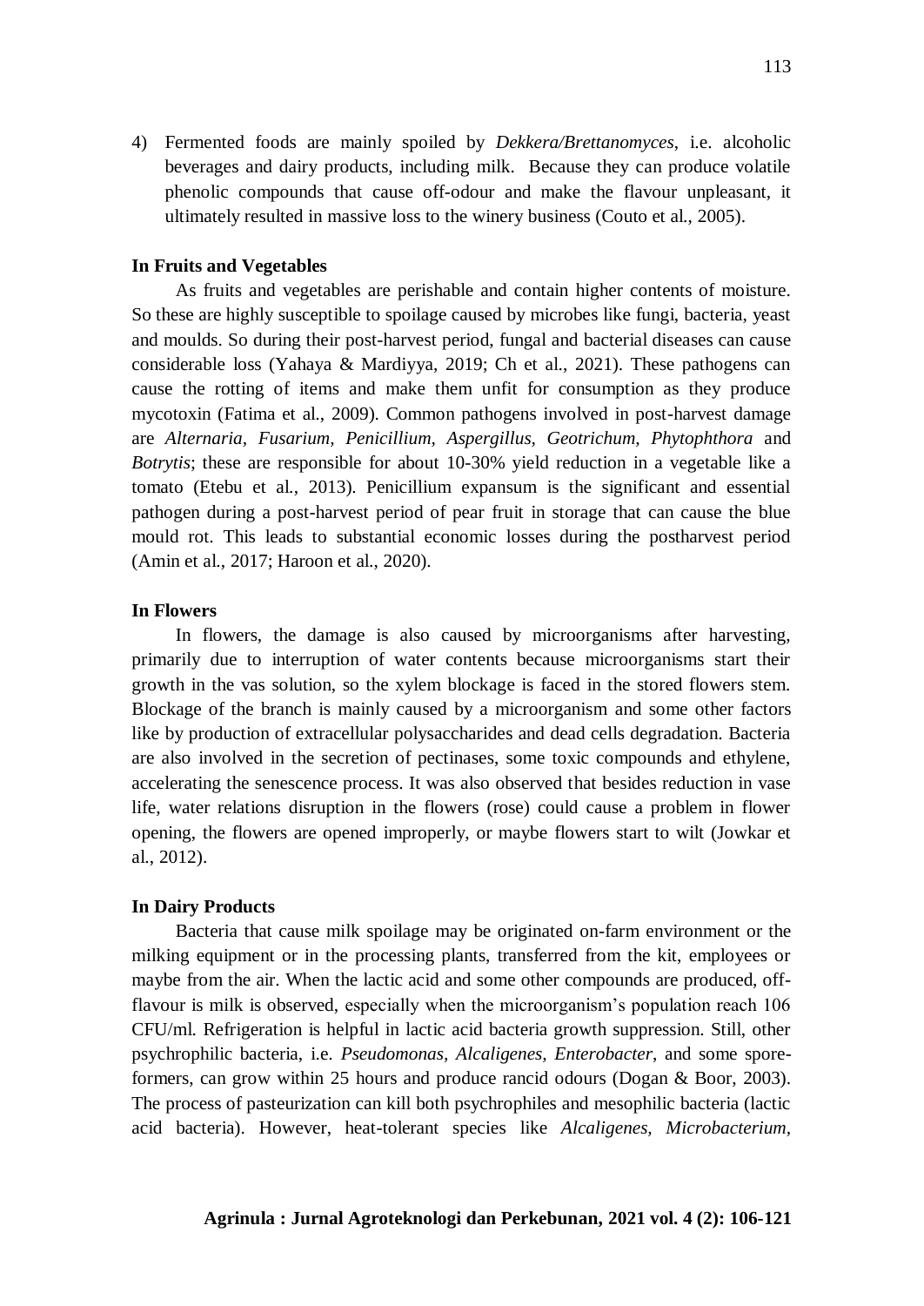4) Fermented foods are mainly spoiled by *Dekkera/Brettanomyces*, i.e. alcoholic beverages and dairy products, including milk. Because they can produce volatile phenolic compounds that cause off-odour and make the flavour unpleasant, it ultimately resulted in massive loss to the winery business (Couto et al., 2005).

**In Fruits and Vegetables**

As fruits and vegetables are perishable and contain higher contents of moisture. So these are highly susceptible to spoilage caused by microbes like fungi, bacteria, yeast and moulds. So during their post-harvest period, fungal and bacterial diseases can cause considerable loss (Yahaya & Mardiyya, 2019; Ch et al., 2021). These pathogens can cause the rotting of items and make them unfit for consumption as they produce mycotoxin (Fatima et al., 2009). Common pathogens involved in post-harvest damage are *Alternaria, Fusarium, Penicillium, Aspergillus, Geotrichum, Phytophthora* and *Botrytis*; these are responsible for about 10-30% yield reduction in a vegetable like a tomato (Etebu et al., 2013). Penicillium expansum is the significant and essential pathogen during a post-harvest period of pear fruit in storage that can cause the blue mould rot. This leads to substantial economic losses during the postharvest period (Amin et al., 2017; Haroon et al., 2020).

**In Flowers**

In flowers, the damage is also caused by microorganisms after harvesting, primarily due to interruption of water contents because microorganisms start their growth in the vas solution, so the xylem blockage is faced in the stored flowers stem. Blockage of the branch is mainly caused by a microorganism and some other factors like by production of extracellular polysaccharides and dead cells degradation. Bacteria are also involved in the secretion of pectinases, some toxic compounds and ethylene, accelerating the senescence process. It was also observed that besides reduction in vase life, water relations disruption in the flowers (rose) could cause a problem in flower opening, the flowers are opened improperly, or maybe flowers start to wilt (Jowkar et al., 2012).

**In Dairy Products**

Bacteria that cause milk spoilage may be originated on-farm environment or the milking equipment or in the processing plants, transferred from the kit, employees or maybe from the air. When the lactic acid and some other compounds are produced, off-flavour is milk is observed, especially when the microorganism's population reach 106 CFU/ml. Refrigeration is helpful in lactic acid bacteria growth suppression. Still, other psychrophilic bacteria, i.e. *Pseudomonas, Alcaligenes, Enterobacter*, and some spore-formers, can grow within 25 hours and produce rancid odours (Dogan & Boor, 2003). The process of pasteurization can kill both psychrophiles and mesophilic bacteria (lactic acid bacteria). However, heat-tolerant species like *Alcaligenes, Microbacterium,*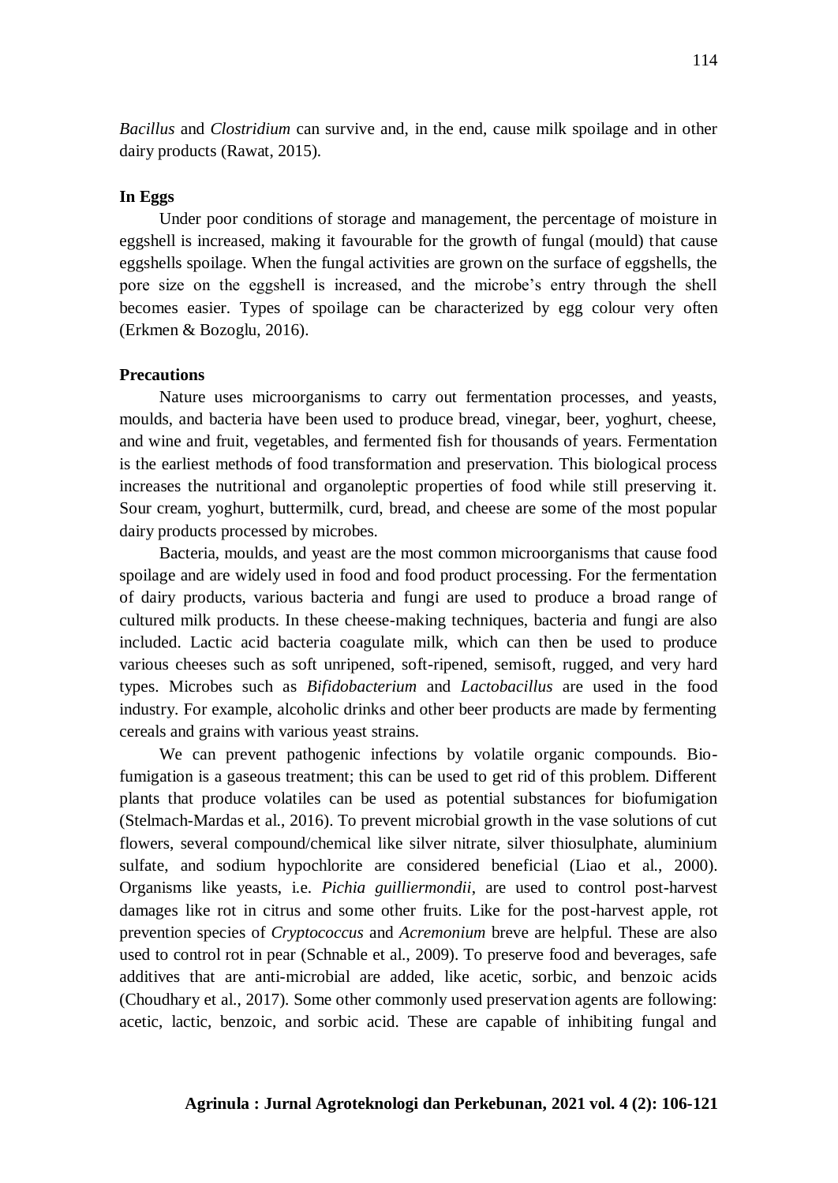*Bacillus* and *Clostridium* can survive and, in the end, cause milk spoilage and in other dairy products (Rawat, 2015).

**In Eggs**

Under poor conditions of storage and management, the percentage of moisture in eggshell is increased, making it favourable for the growth of fungal (mould) that cause eggshells spoilage. When the fungal activities are grown on the surface of eggshells, the pore size on the eggshell is increased, and the microbe's entry through the shell becomes easier. Types of spoilage can be characterized by egg colour very often (Erkmen & Bozoglu, 2016).

**Precautions**

Nature uses microorganisms to carry out fermentation processes, and yeasts, moulds, and bacteria have been used to produce bread, vinegar, beer, yoghurt, cheese, and wine and fruit, vegetables, and fermented fish for thousands of years. Fermentation is the earliest methods of food transformation and preservation. This biological process increases the nutritional and organoleptic properties of food while still preserving it. Sour cream, yoghurt, buttermilk, curd, bread, and cheese are some of the most popular dairy products processed by microbes.

Bacteria, moulds, and yeast are the most common microorganisms that cause food spoilage and are widely used in food and food product processing. For the fermentation of dairy products, various bacteria and fungi are used to produce a broad range of cultured milk products. In these cheese-making techniques, bacteria and fungi are also included. Lactic acid bacteria coagulate milk, which can then be used to produce various cheeses such as soft unripened, soft-ripened, semisoft, rugged, and very hard types. Microbes such as *Bifidobacterium* and *Lactobacillus* are used in the food industry. For example, alcoholic drinks and other beer products are made by fermenting cereals and grains with various yeast strains.

We can prevent pathogenic infections by volatile organic compounds. Bio-fumigation is a gaseous treatment; this can be used to get rid of this problem. Different plants that produce volatiles can be used as potential substances for biofumigation (Stelmach-Mardas et al., 2016). To prevent microbial growth in the vase solutions of cut flowers, several compound/chemical like silver nitrate, silver thiosulphate, aluminium sulfate, and sodium hypochlorite are considered beneficial (Liao et al., 2000). Organisms like yeasts, i.e. *Pichia guilliermondii*, are used to control post-harvest damages like rot in citrus and some other fruits. Like for the post-harvest apple, rot prevention species of *Cryptococcus* and *Acremonium* breve are helpful. These are also used to control rot in pear (Schnable et al., 2009). To preserve food and beverages, safe additives that are anti-microbial are added, like acetic, sorbic, and benzoic acids (Choudhary et al., 2017). Some other commonly used preservation agents are following: acetic, lactic, benzoic, and sorbic acid. These are capable of inhibiting fungal and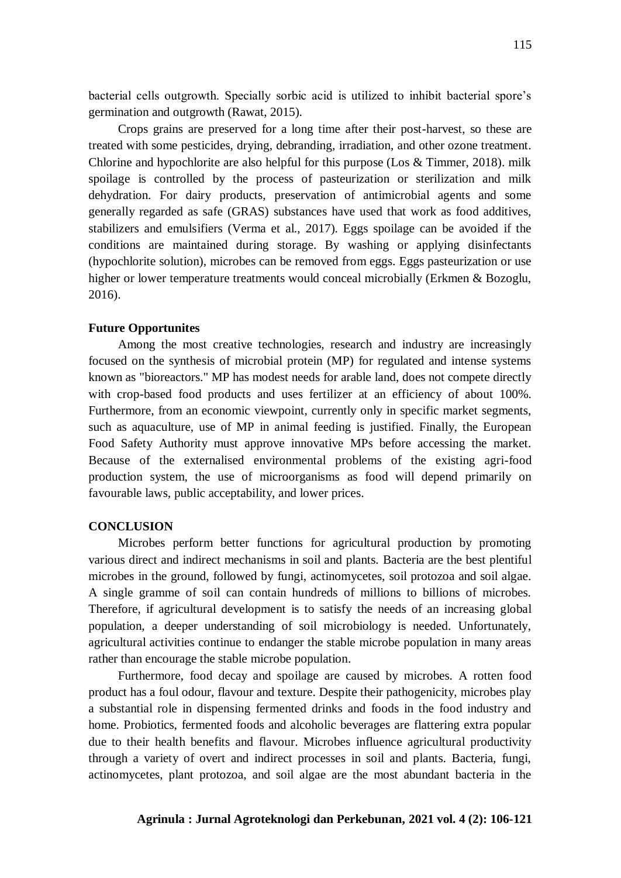bacterial cells outgrowth. Specially sorbic acid is utilized to inhibit bacterial spore's germination and outgrowth (Rawat, 2015).

Crops grains are preserved for a long time after their post-harvest, so these are treated with some pesticides, drying, debranding, irradiation, and other ozone treatment. Chlorine and hypochlorite are also helpful for this purpose (Los & Timmer, 2018). milk spoilage is controlled by the process of pasteurization or sterilization and milk dehydration. For dairy products, preservation of antimicrobial agents and some generally regarded as safe (GRAS) substances have used that work as food additives, stabilizers and emulsifiers (Verma et al., 2017). Eggs spoilage can be avoided if the conditions are maintained during storage. By washing or applying disinfectants (hypochlorite solution), microbes can be removed from eggs. Eggs pasteurization or use higher or lower temperature treatments would conceal microbially (Erkmen & Bozoglu, 2016).

## Future Opportunites

Among the most creative technologies, research and industry are increasingly focused on the synthesis of microbial protein (MP) for regulated and intense systems known as "bioreactors." MP has modest needs for arable land, does not compete directly with crop-based food products and uses fertilizer at an efficiency of about 100%. Furthermore, from an economic viewpoint, currently only in specific market segments, such as aquaculture, use of MP in animal feeding is justified. Finally, the European Food Safety Authority must approve innovative MPs before accessing the market. Because of the externalised environmental problems of the existing agri-food production system, the use of microorganisms as food will depend primarily on favourable laws, public acceptability, and lower prices.

## CONCLUSION

Microbes perform better functions for agricultural production by promoting various direct and indirect mechanisms in soil and plants. Bacteria are the best plentiful microbes in the ground, followed by fungi, actinomycetes, soil protozoa and soil algae. A single gramme of soil can contain hundreds of millions to billions of microbes. Therefore, if agricultural development is to satisfy the needs of an increasing global population, a deeper understanding of soil microbiology is needed. Unfortunately, agricultural activities continue to endanger the stable microbe population in many areas rather than encourage the stable microbe population.

Furthermore, food decay and spoilage are caused by microbes. A rotten food product has a foul odour, flavour and texture. Despite their pathogenicity, microbes play a substantial role in dispensing fermented drinks and foods in the food industry and home. Probiotics, fermented foods and alcoholic beverages are flattering extra popular due to their health benefits and flavour. Microbes influence agricultural productivity through a variety of overt and indirect processes in soil and plants. Bacteria, fungi, actinomycetes, plant protozoa, and soil algae are the most abundant bacteria in the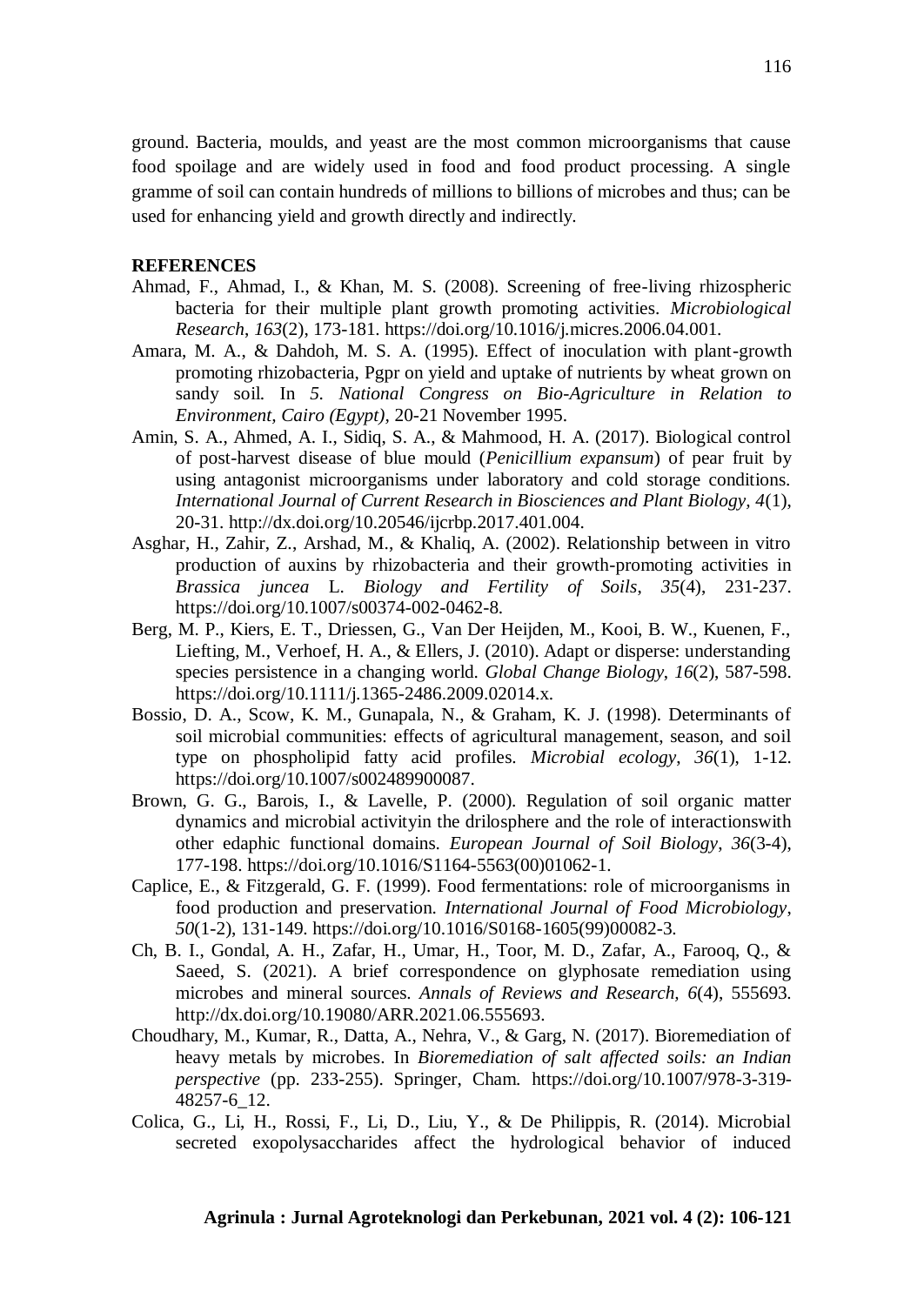ground. Bacteria, moulds, and yeast are the most common microorganisms that cause food spoilage and are widely used in food and food product processing. A single gramme of soil can contain hundreds of millions to billions of microbes and thus; can be used for enhancing yield and growth directly and indirectly.

## REFERENCES

Ahmad, F., Ahmad, I., & Khan, M. S. (2008). Screening of free-living rhizospheric bacteria for their multiple plant growth promoting activities. *Microbiological Research*, *163*(2), 173-181. https://doi.org/10.1016/j.micres.2006.04.001.

Amara, M. A., & Dahdoh, M. S. A. (1995). Effect of inoculation with plant-growth promoting rhizobacteria, Pgpr on yield and uptake of nutrients by wheat grown on sandy soil. In *5. National Congress on Bio-Agriculture in Relation to Environment, Cairo (Egypt)*, 20-21 November 1995.

Amin, S. A., Ahmed, A. I., Sidiq, S. A., & Mahmood, H. A. (2017). Biological control of post-harvest disease of blue mould (*Penicillium expansum*) of pear fruit by using antagonist microorganisms under laboratory and cold storage conditions. *International Journal of Current Research in Biosciences and Plant Biology, 4*(1), 20-31. http://dx.doi.org/10.20546/ijcrbp.2017.401.004.

Asghar, H., Zahir, Z., Arshad, M., & Khaliq, A. (2002). Relationship between in vitro production of auxins by rhizobacteria and their growth-promoting activities in *Brassica juncea* L. *Biology and Fertility of Soils*, *35*(4), 231-237. https://doi.org/10.1007/s00374-002-0462-8.

Berg, M. P., Kiers, E. T., Driessen, G., Van Der Heijden, M., Kooi, B. W., Kuenen, F., Liefting, M., Verhoef, H. A., & Ellers, J. (2010). Adapt or disperse: understanding species persistence in a changing world. *Global Change Biology*, *16*(2), 587-598. https://doi.org/10.1111/j.1365-2486.2009.02014.x.

Bossio, D. A., Scow, K. M., Gunapala, N., & Graham, K. J. (1998). Determinants of soil microbial communities: effects of agricultural management, season, and soil type on phospholipid fatty acid profiles. *Microbial ecology*, *36*(1), 1-12. https://doi.org/10.1007/s002489900087.

Brown, G. G., Barois, I., & Lavelle, P. (2000). Regulation of soil organic matter dynamics and microbial activityin the drilosphere and the role of interactionswith other edaphic functional domains. *European Journal of Soil Biology*, *36*(3-4), 177-198. https://doi.org/10.1016/S1164-5563(00)01062-1.

Caplice, E., & Fitzgerald, G. F. (1999). Food fermentations: role of microorganisms in food production and preservation. *International Journal of Food Microbiology*, *50*(1-2), 131-149. https://doi.org/10.1016/S0168-1605(99)00082-3.

Ch, B. I., Gondal, A. H., Zafar, H., Umar, H., Toor, M. D., Zafar, A., Farooq, Q., & Saeed, S. (2021). A brief correspondence on glyphosate remediation using microbes and mineral sources. *Annals of Reviews and Research, 6*(4), 555693. http://dx.doi.org/10.19080/ARR.2021.06.555693.

Choudhary, M., Kumar, R., Datta, A., Nehra, V., & Garg, N. (2017). Bioremediation of heavy metals by microbes. In *Bioremediation of salt affected soils: an Indian perspective* (pp. 233-255). Springer, Cham. https://doi.org/10.1007/978-3-319-48257-6_12.

Colica, G., Li, H., Rossi, F., Li, D., Liu, Y., & De Philippis, R. (2014). Microbial secreted exopolysaccharides affect the hydrological behavior of induced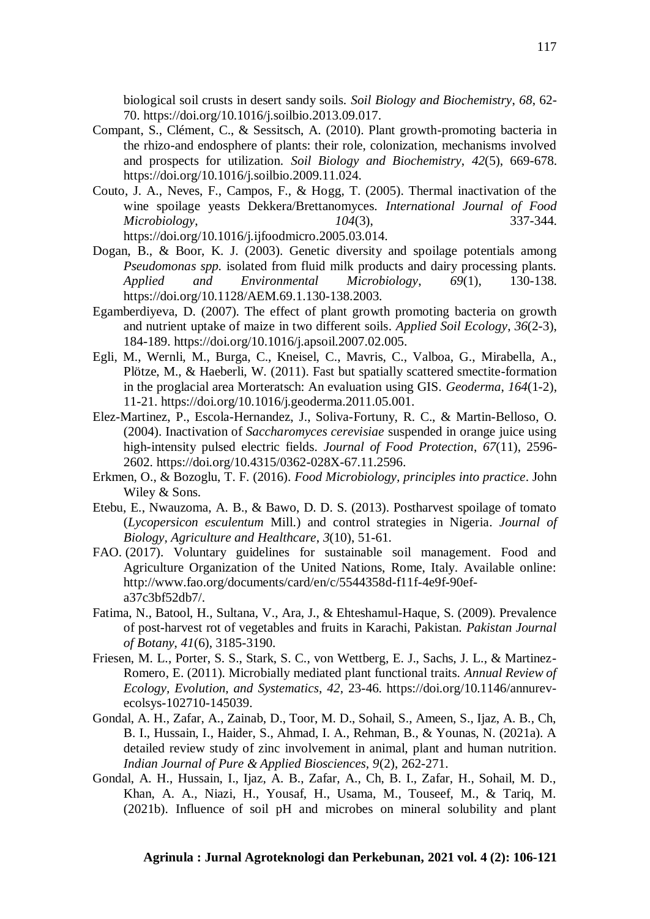biological soil crusts in desert sandy soils. *Soil Biology and Biochemistry*, *68*, 62-70. https://doi.org/10.1016/j.soilbio.2013.09.017.

Compant, S., Clément, C., & Sessitsch, A. (2010). Plant growth-promoting bacteria in the rhizo-and endosphere of plants: their role, colonization, mechanisms involved and prospects for utilization. *Soil Biology and Biochemistry*, *42*(5), 669-678. https://doi.org/10.1016/j.soilbio.2009.11.024.

Couto, J. A., Neves, F., Campos, F., & Hogg, T. (2005). Thermal inactivation of the wine spoilage yeasts Dekkera/Brettanomyces. *International Journal of Food Microbiology*, *104*(3), 337-344. https://doi.org/10.1016/j.ijfoodmicro.2005.03.014.

Dogan, B., & Boor, K. J. (2003). Genetic diversity and spoilage potentials among *Pseudomonas spp.* isolated from fluid milk products and dairy processing plants. *Applied and Environmental Microbiology*, *69*(1), 130-138. https://doi.org/10.1128/AEM.69.1.130-138.2003.

Egamberdiyeva, D. (2007). The effect of plant growth promoting bacteria on growth and nutrient uptake of maize in two different soils. *Applied Soil Ecology*, *36*(2-3), 184-189. https://doi.org/10.1016/j.apsoil.2007.02.005.

Egli, M., Wernli, M., Burga, C., Kneisel, C., Mavris, C., Valboa, G., Mirabella, A., Plötze, M., & Haeberli, W. (2011). Fast but spatially scattered smectite-formation in the proglacial area Morteratsch: An evaluation using GIS. *Geoderma*, *164*(1-2), 11-21. https://doi.org/10.1016/j.geoderma.2011.05.001.

Elez-Martinez, P., Escola-Hernandez, J., Soliva-Fortuny, R. C., & Martin-Belloso, O. (2004). Inactivation of *Saccharomyces cerevisiae* suspended in orange juice using high-intensity pulsed electric fields. *Journal of Food Protection*, *67*(11), 2596-2602. https://doi.org/10.4315/0362-028X-67.11.2596.

Erkmen, O., & Bozoglu, T. F. (2016). *Food Microbiology, principles into practice*. John Wiley & Sons.

Etebu, E., Nwauzoma, A. B., & Bawo, D. D. S. (2013). Postharvest spoilage of tomato (*Lycopersicon esculentum* Mill.) and control strategies in Nigeria. *Journal of Biology, Agriculture and Healthcare*, *3*(10), 51-61.

FAO. (2017). Voluntary guidelines for sustainable soil management. Food and Agriculture Organization of the United Nations, Rome, Italy. Available online: http://www.fao.org/documents/card/en/c/5544358d-f11f-4e9f-90ef-a37c3bf52db7/.

Fatima, N., Batool, H., Sultana, V., Ara, J., & Ehteshamul-Haque, S. (2009). Prevalence of post-harvest rot of vegetables and fruits in Karachi, Pakistan. *Pakistan Journal of Botany*, *41*(6), 3185-3190.

Friesen, M. L., Porter, S. S., Stark, S. C., von Wettberg, E. J., Sachs, J. L., & Martinez-Romero, E. (2011). Microbially mediated plant functional traits. *Annual Review of Ecology, Evolution, and Systematics*, *42*, 23-46. https://doi.org/10.1146/annurev-ecolsys-102710-145039.

Gondal, A. H., Zafar, A., Zainab, D., Toor, M. D., Sohail, S., Ameen, S., Ijaz, A. B., Ch, B. I., Hussain, I., Haider, S., Ahmad, I. A., Rehman, B., & Younas, N. (2021a). A detailed review study of zinc involvement in animal, plant and human nutrition. *Indian Journal of Pure & Applied Biosciences*, *9*(2), 262-271.

Gondal, A. H., Hussain, I., Ijaz, A. B., Zafar, A., Ch, B. I., Zafar, H., Sohail, M. D., Khan, A. A., Niazi, H., Yousaf, H., Usama, M., Touseef, M., & Tariq, M. (2021b). Influence of soil pH and microbes on mineral solubility and plant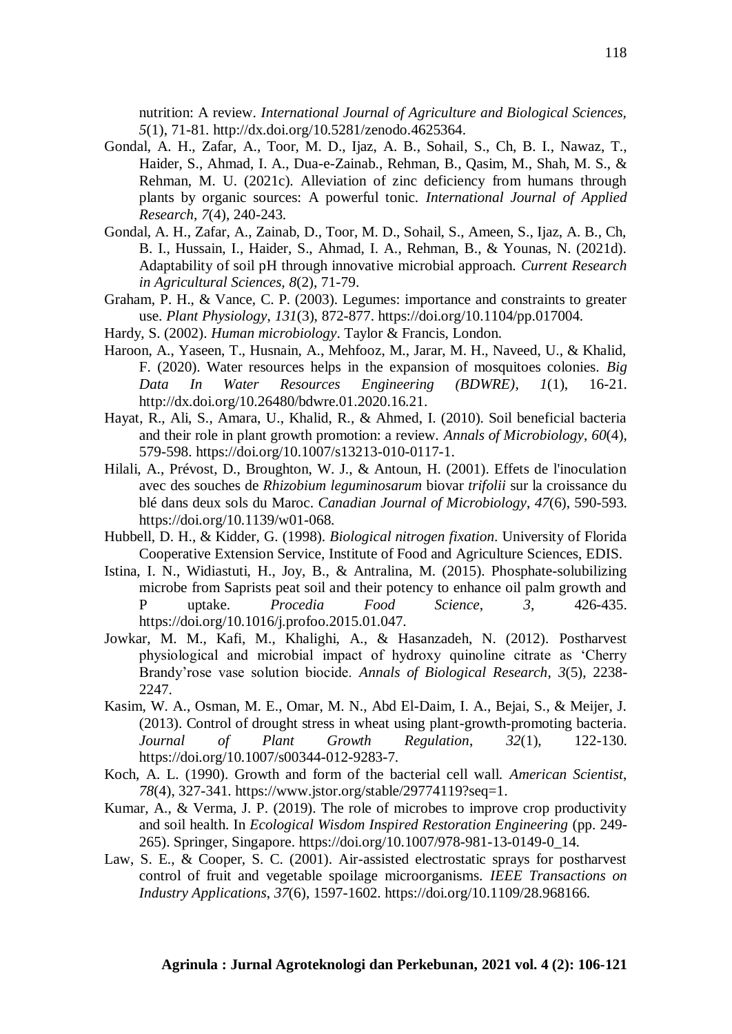nutrition: A review. *International Journal of Agriculture and Biological Sciences*, *5*(1), 71-81. http://dx.doi.org/10.5281/zenodo.4625364.

Gondal, A. H., Zafar, A., Toor, M. D., Ijaz, A. B., Sohail, S., Ch, B. I., Nawaz, T., Haider, S., Ahmad, I. A., Dua-e-Zainab., Rehman, B., Qasim, M., Shah, M. S., & Rehman, M. U. (2021c). Alleviation of zinc deficiency from humans through plants by organic sources: A powerful tonic. *International Journal of Applied Research*, *7*(4), 240-243.

Gondal, A. H., Zafar, A., Zainab, D., Toor, M. D., Sohail, S., Ameen, S., Ijaz, A. B., Ch, B. I., Hussain, I., Haider, S., Ahmad, I. A., Rehman, B., & Younas, N. (2021d). Adaptability of soil pH through innovative microbial approach. *Current Research in Agricultural Sciences, 8*(2), 71-79.

Graham, P. H., & Vance, C. P. (2003). Legumes: importance and constraints to greater use. *Plant Physiology*, *131*(3), 872-877. https://doi.org/10.1104/pp.017004.

Hardy, S. (2002). *Human microbiology*. Taylor & Francis, London.

Haroon, A., Yaseen, T., Husnain, A., Mehfooz, M., Jarar, M. H., Naveed, U., & Khalid, F. (2020). Water resources helps in the expansion of mosquitoes colonies. *Big Data In Water Resources Engineering (BDWRE)*, *1*(1), 16-21. http://dx.doi.org/10.26480/bdwre.01.2020.16.21.

Hayat, R., Ali, S., Amara, U., Khalid, R., & Ahmed, I. (2010). Soil beneficial bacteria and their role in plant growth promotion: a review. *Annals of Microbiology*, *60*(4), 579-598. https://doi.org/10.1007/s13213-010-0117-1.

Hilali, A., Prévost, D., Broughton, W. J., & Antoun, H. (2001). Effets de l'inoculation avec des souches de *Rhizobium leguminosarum* biovar *trifolii* sur la croissance du blé dans deux sols du Maroc. *Canadian Journal of Microbiology*, *47*(6), 590-593. https://doi.org/10.1139/w01-068.

Hubbell, D. H., & Kidder, G. (1998). *Biological nitrogen fixation*. University of Florida Cooperative Extension Service, Institute of Food and Agriculture Sciences, EDIS.

Istina, I. N., Widiastuti, H., Joy, B., & Antralina, M. (2015). Phosphate-solubilizing microbe from Saprists peat soil and their potency to enhance oil palm growth and P uptake. *Procedia Food Science*, *3*, 426-435. https://doi.org/10.1016/j.profoo.2015.01.047.

Jowkar, M. M., Kafi, M., Khalighi, A., & Hasanzadeh, N. (2012). Postharvest physiological and microbial impact of hydroxy quinoline citrate as 'Cherry Brandy'rose vase solution biocide. *Annals of Biological Research*, *3*(5), 2238-2247.

Kasim, W. A., Osman, M. E., Omar, M. N., Abd El-Daim, I. A., Bejai, S., & Meijer, J. (2013). Control of drought stress in wheat using plant-growth-promoting bacteria. *Journal of Plant Growth Regulation*, *32*(1), 122-130. https://doi.org/10.1007/s00344-012-9283-7.

Koch, A. L. (1990). Growth and form of the bacterial cell wall. *American Scientist*, *78*(4), 327-341. https://www.jstor.org/stable/29774119?seq=1.

Kumar, A., & Verma, J. P. (2019). The role of microbes to improve crop productivity and soil health. In *Ecological Wisdom Inspired Restoration Engineering* (pp. 249-265). Springer, Singapore. https://doi.org/10.1007/978-981-13-0149-0_14.

Law, S. E., & Cooper, S. C. (2001). Air-assisted electrostatic sprays for postharvest control of fruit and vegetable spoilage microorganisms. *IEEE Transactions on Industry Applications*, *37*(6), 1597-1602. https://doi.org/10.1109/28.968166.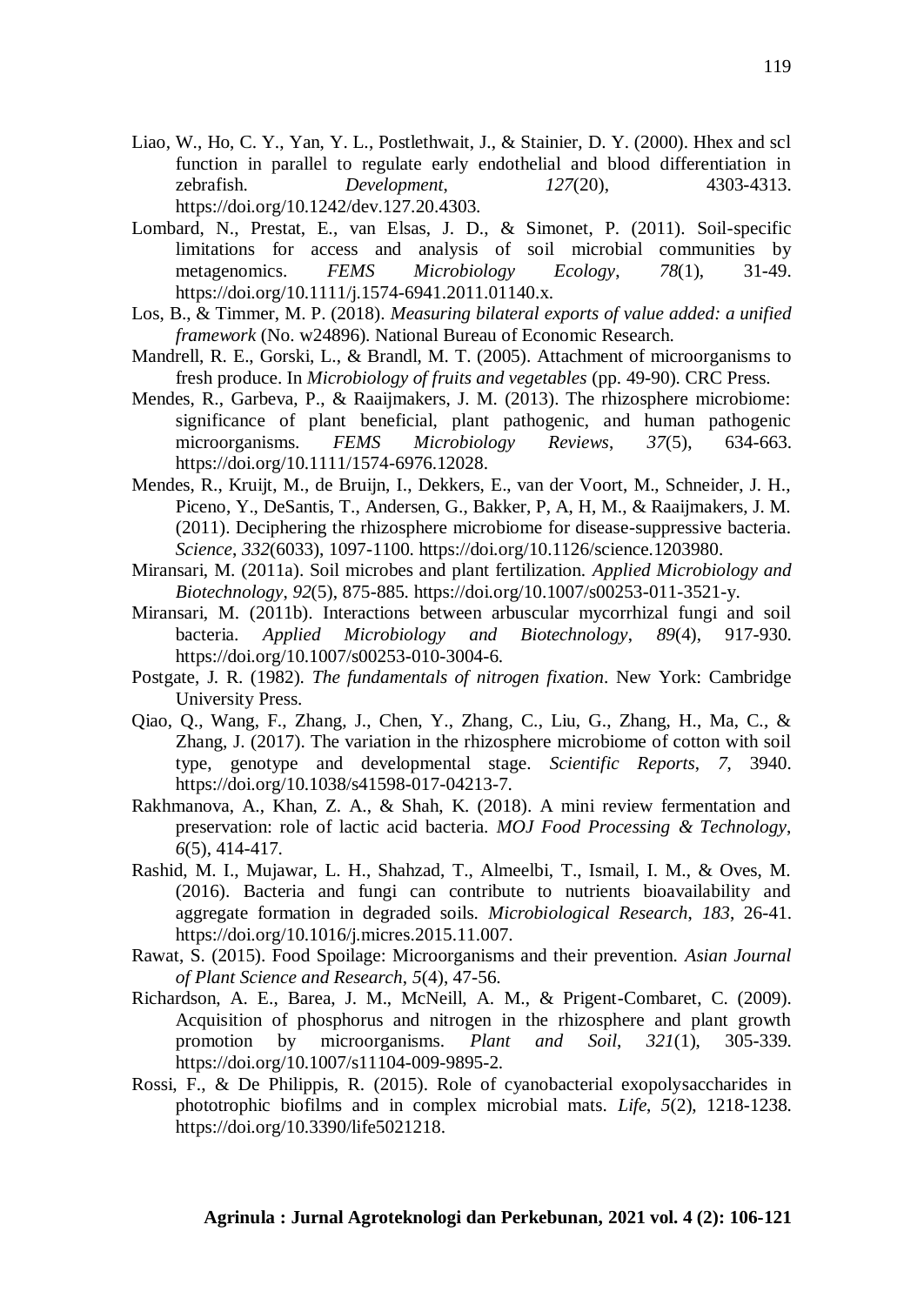Liao, W., Ho, C. Y., Yan, Y. L., Postlethwait, J., & Stainier, D. Y. (2000). Hhex and scl function in parallel to regulate early endothelial and blood differentiation in zebrafish. *Development*, *127*(20), 4303-4313. https://doi.org/10.1242/dev.127.20.4303.

Lombard, N., Prestat, E., van Elsas, J. D., & Simonet, P. (2011). Soil-specific limitations for access and analysis of soil microbial communities by metagenomics. *FEMS Microbiology Ecology*, *78*(1), 31-49. https://doi.org/10.1111/j.1574-6941.2011.01140.x.

Los, B., & Timmer, M. P. (2018). *Measuring bilateral exports of value added: a unified framework* (No. w24896). National Bureau of Economic Research.

Mandrell, R. E., Gorski, L., & Brandl, M. T. (2005). Attachment of microorganisms to fresh produce. In *Microbiology of fruits and vegetables* (pp. 49-90). CRC Press.

Mendes, R., Garbeva, P., & Raaijmakers, J. M. (2013). The rhizosphere microbiome: significance of plant beneficial, plant pathogenic, and human pathogenic microorganisms. *FEMS Microbiology Reviews*, *37*(5), 634-663. https://doi.org/10.1111/1574-6976.12028.

Mendes, R., Kruijt, M., de Bruijn, I., Dekkers, E., van der Voort, M., Schneider, J. H., Piceno, Y., DeSantis, T., Andersen, G., Bakker, P, A, H, M., & Raaijmakers, J. M. (2011). Deciphering the rhizosphere microbiome for disease-suppressive bacteria. *Science*, *332*(6033), 1097-1100. https://doi.org/10.1126/science.1203980.

Miransari, M. (2011a). Soil microbes and plant fertilization. *Applied Microbiology and Biotechnology*, *92*(5), 875-885. https://doi.org/10.1007/s00253-011-3521-y.

Miransari, M. (2011b). Interactions between arbuscular mycorrhizal fungi and soil bacteria. *Applied Microbiology and Biotechnology*, *89*(4), 917-930. https://doi.org/10.1007/s00253-010-3004-6.

Postgate, J. R. (1982). *The fundamentals of nitrogen fixation*. New York: Cambridge University Press.

Qiao, Q., Wang, F., Zhang, J., Chen, Y., Zhang, C., Liu, G., Zhang, H., Ma, C., & Zhang, J. (2017). The variation in the rhizosphere microbiome of cotton with soil type, genotype and developmental stage. *Scientific Reports*, *7*, 3940. https://doi.org/10.1038/s41598-017-04213-7.

Rakhmanova, A., Khan, Z. A., & Shah, K. (2018). A mini review fermentation and preservation: role of lactic acid bacteria. *MOJ Food Processing & Technology*, *6*(5), 414-417.

Rashid, M. I., Mujawar, L. H., Shahzad, T., Almeelbi, T., Ismail, I. M., & Oves, M. (2016). Bacteria and fungi can contribute to nutrients bioavailability and aggregate formation in degraded soils. *Microbiological Research*, *183*, 26-41. https://doi.org/10.1016/j.micres.2015.11.007.

Rawat, S. (2015). Food Spoilage: Microorganisms and their prevention. *Asian Journal of Plant Science and Research*, *5*(4), 47-56.

Richardson, A. E., Barea, J. M., McNeill, A. M., & Prigent-Combaret, C. (2009). Acquisition of phosphorus and nitrogen in the rhizosphere and plant growth promotion by microorganisms. *Plant and Soil*, *321*(1), 305-339. https://doi.org/10.1007/s11104-009-9895-2.

Rossi, F., & De Philippis, R. (2015). Role of cyanobacterial exopolysaccharides in phototrophic biofilms and in complex microbial mats. *Life*, *5*(2), 1218-1238. https://doi.org/10.3390/life5021218.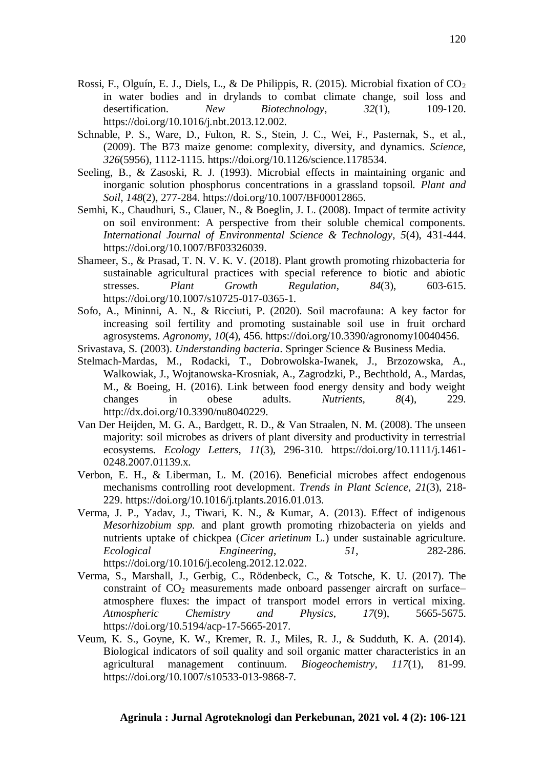Rossi, F., Olguín, E. J., Diels, L., & De Philippis, R. (2015). Microbial fixation of $CO_2$ in water bodies and in drylands to combat climate change, soil loss and desertification. *New Biotechnology*, *32*(1), 109-120. https://doi.org/10.1016/j.nbt.2013.12.002.

Schnable, P. S., Ware, D., Fulton, R. S., Stein, J. C., Wei, F., Pasternak, S., et al., (2009). The B73 maize genome: complexity, diversity, and dynamics. *Science*, *326*(5956), 1112-1115. https://doi.org/10.1126/science.1178534.

Seeling, B., & Zasoski, R. J. (1993). Microbial effects in maintaining organic and inorganic solution phosphorus concentrations in a grassland topsoil. *Plant and Soil*, *148*(2), 277-284. https://doi.org/10.1007/BF00012865.

Semhi, K., Chaudhuri, S., Clauer, N., & Boeglin, J. L. (2008). Impact of termite activity on soil environment: A perspective from their soluble chemical components. *International Journal of Environmental Science & Technology*, *5*(4), 431-444. https://doi.org/10.1007/BF03326039.

Shameer, S., & Prasad, T. N. V. K. V. (2018). Plant growth promoting rhizobacteria for sustainable agricultural practices with special reference to biotic and abiotic stresses. *Plant Growth Regulation*, *84*(3), 603-615. https://doi.org/10.1007/s10725-017-0365-1.

Sofo, A., Mininni, A. N., & Ricciuti, P. (2020). Soil macrofauna: A key factor for increasing soil fertility and promoting sustainable soil use in fruit orchard agrosystems. *Agronomy*, *10*(4), 456. https://doi.org/10.3390/agronomy10040456.

Srivastava, S. (2003). *Understanding bacteria*. Springer Science & Business Media.

Stelmach-Mardas, M., Rodacki, T., Dobrowolska-Iwanek, J., Brzozowska, A., Walkowiak, J., Wojtanowska-Krosniak, A., Zagrodzki, P., Bechthold, A., Mardas, M., & Boeing, H. (2016). Link between food energy density and body weight changes in obese adults. *Nutrients*, *8*(4), 229. http://dx.doi.org/10.3390/nu8040229.

Van Der Heijden, M. G. A., Bardgett, R. D., & Van Straalen, N. M. (2008). The unseen majority: soil microbes as drivers of plant diversity and productivity in terrestrial ecosystems. *Ecology Letters*, *11*(3), 296-310. https://doi.org/10.1111/j.1461-0248.2007.01139.x.

Verbon, E. H., & Liberman, L. M. (2016). Beneficial microbes affect endogenous mechanisms controlling root development. *Trends in Plant Science*, *21*(3), 218-229. https://doi.org/10.1016/j.tplants.2016.01.013.

Verma, J. P., Yadav, J., Tiwari, K. N., & Kumar, A. (2013). Effect of indigenous *Mesorhizobium spp.* and plant growth promoting rhizobacteria on yields and nutrients uptake of chickpea (*Cicer arietinum* L.) under sustainable agriculture. *Ecological Engineering*, *51*, 282-286. https://doi.org/10.1016/j.ecoleng.2012.12.022.

Verma, S., Marshall, J., Gerbig, C., Rödenbeck, C., & Totsche, K. U. (2017). The constraint of $CO_2$ measurements made onboard passenger aircraft on surface–atmosphere fluxes: the impact of transport model errors in vertical mixing. *Atmospheric Chemistry and Physics*, *17*(9), 5665-5675. https://doi.org/10.5194/acp-17-5665-2017.

Veum, K. S., Goyne, K. W., Kremer, R. J., Miles, R. J., & Sudduth, K. A. (2014). Biological indicators of soil quality and soil organic matter characteristics in an agricultural management continuum. *Biogeochemistry*, *117*(1), 81-99. https://doi.org/10.1007/s10533-013-9868-7.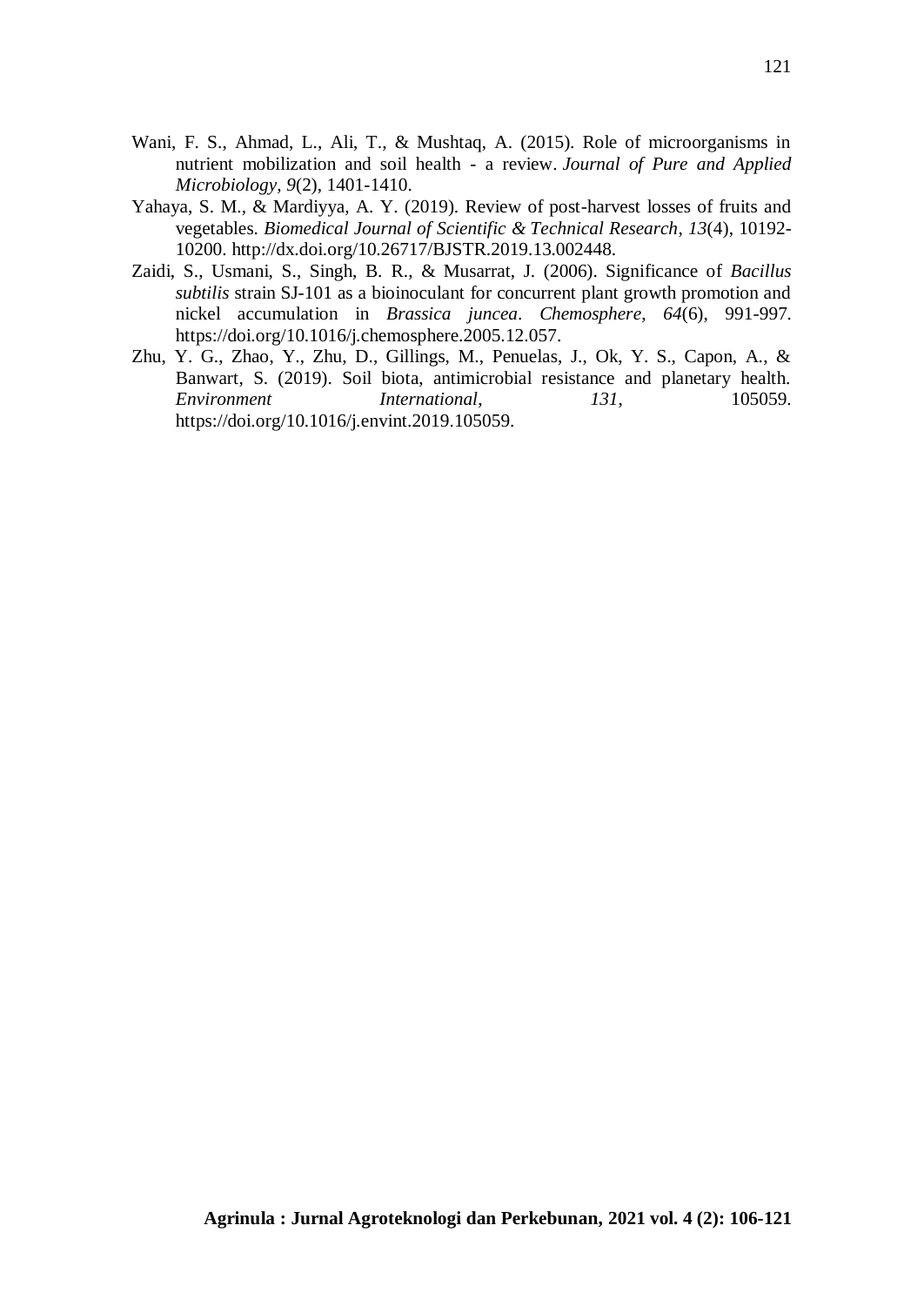Wani, F. S., Ahmad, L., Ali, T., & Mushtaq, A. (2015). Role of microorganisms in nutrient mobilization and soil health - a review. *Journal of Pure and Applied Microbiology*, *9*(2), 1401-1410.

Yahaya, S. M., & Mardiyya, A. Y. (2019). Review of post-harvest losses of fruits and vegetables. *Biomedical Journal of Scientific & Technical Research*, *13*(4), 10192-10200. http://dx.doi.org/10.26717/BJSTR.2019.13.002448.

Zaidi, S., Usmani, S., Singh, B. R., & Musarrat, J. (2006). Significance of *Bacillus subtilis* strain SJ-101 as a bioinoculant for concurrent plant growth promotion and nickel accumulation in *Brassica juncea*. *Chemosphere*, *64*(6), 991-997. https://doi.org/10.1016/j.chemosphere.2005.12.057.

Zhu, Y. G., Zhao, Y., Zhu, D., Gillings, M., Penuelas, J., Ok, Y. S., Capon, A., & Banwart, S. (2019). Soil biota, antimicrobial resistance and planetary health. *Environment International*, *131*, 105059. https://doi.org/10.1016/j.envint.2019.105059.